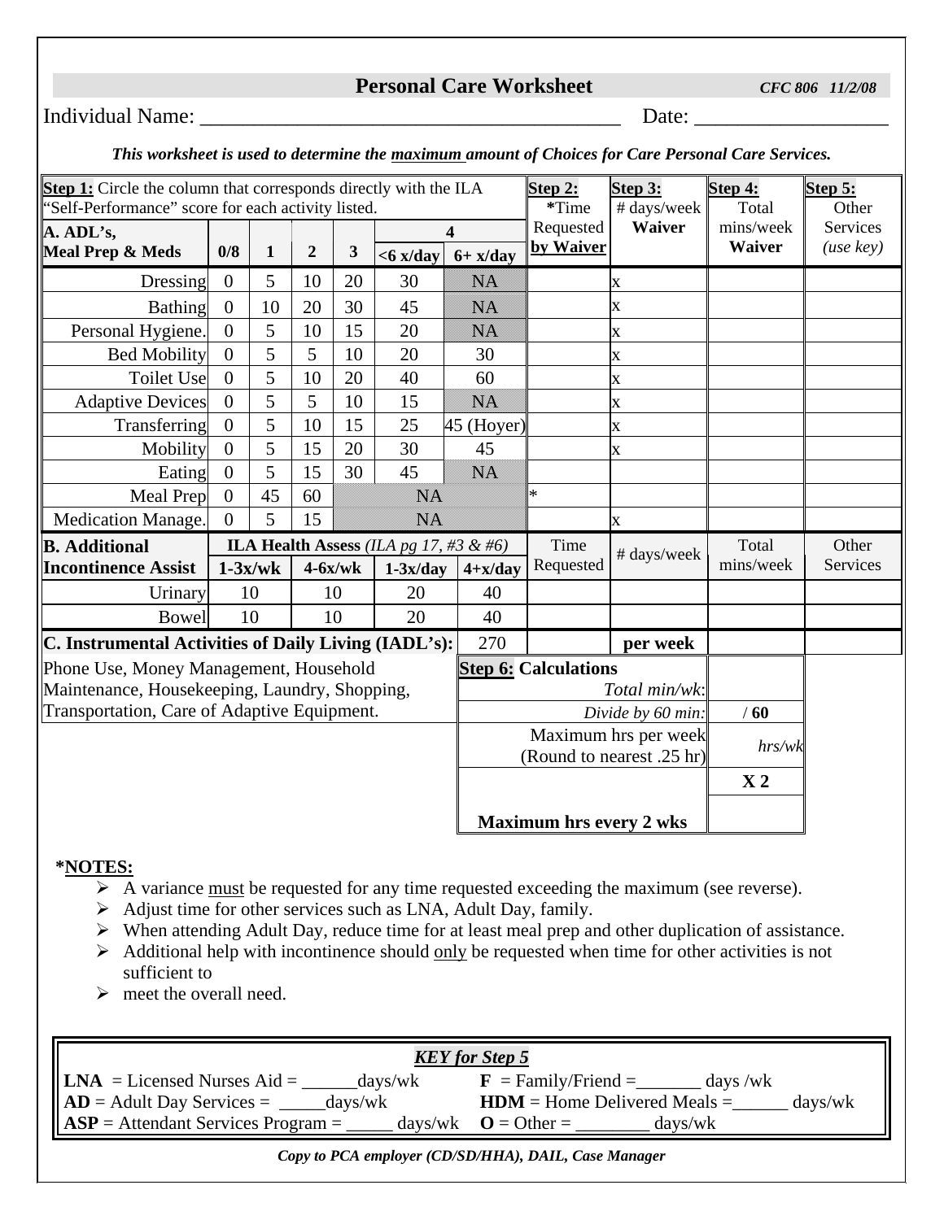# Personal Care Worksheet

*CFC 806 11/2/08*

Individual Name: ______________________________________ Date: _________________

***This worksheet is used to determine the maximum amount of Choices for Care Personal Care Services.***

| **Step 1:** Circle the column that corresponds directly with the ILA "Self-Performance" score for each activity listed. | | | | | | | **Step 2:** *Time Requested **by Waiver** | **Step 3:** # days/week **Waiver** | **Step 4:** Total mins/week **Waiver** | **Step 5:** Other Services *(use key)* |
|---|---|---|---|---|---|---|---|---|---|---|
| **A. ADL's, Meal Prep & Meds** | **0/8** | **1** | **2** | **3** | **4** <6 x/day | **4** 6+ x/day | | | | |
| Dressing | 0 | 5 | 10 | 20 | 30 | NA | | x | | |
| Bathing | 0 | 10 | 20 | 30 | 45 | NA | | x | | |
| Personal Hygiene. | 0 | 5 | 10 | 15 | 20 | NA | | x | | |
| Bed Mobility | 0 | 5 | 5 | 10 | 20 | 30 | | x | | |
| Toilet Use | 0 | 5 | 10 | 20 | 40 | 60 | | x | | |
| Adaptive Devices | 0 | 5 | 5 | 10 | 15 | NA | | x | | |
| Transferring | 0 | 5 | 10 | 15 | 25 | 45 (Hoyer) | | x | | |
| Mobility | 0 | 5 | 15 | 20 | 30 | 45 | | x | | |
| Eating | 0 | 5 | 15 | 30 | 45 | NA | | | | |
| Meal Prep | 0 | 45 | 60 | NA | | | * | | | |
| Medication Manage. | 0 | 5 | 15 | NA | | | | x | | |
| **B. Additional Incontinence Assist** | **ILA Health Assess** *(ILA pg 17, #3 & #6)* **1-3x/wk** | | **4-6x/wk** | | **1-3x/day** | **4+x/day** | Time Requested | # days/week | Total mins/week | Other Services |
| Urinary | 10 | | 10 | | 20 | 40 | | | | |
| Bowel | 10 | | 10 | | 20 | 40 | | | | |
| **C. Instrumental Activities of Daily Living (IADL's):** | | | | | | 270 | | **per week** | | |

Phone Use, Money Management, Household Maintenance, Housekeeping, Laundry, Shopping, Transportation, Care of Adaptive Equipment.

| **Step 6:** Calculations | |
|---|---|
| *Total min/wk:* | |
| *Divide by 60 min:* | **/ 60** |
| Maximum hrs per week (Round to nearest .25 hr) | *hrs/wk* |
| | **X 2** |
| **Maximum hrs every 2 wks** | |

**\*NOTES:**

- A variance must be requested for any time requested exceeding the maximum (see reverse).
- Adjust time for other services such as LNA, Adult Day, family.
- When attending Adult Day, reduce time for at least meal prep and other duplication of assistance.
- Additional help with incontinence should only be requested when time for other activities is not sufficient to
- meet the overall need.

***KEY for Step 5***

**LNA** = Licensed Nurses Aid = ______days/wk  **F** = Family/Friend =_______ days /wk
**AD** = Adult Day Services = _____days/wk  **HDM** = Home Delivered Meals =______ days/wk
**ASP** = Attendant Services Program = _____ days/wk  **O** = Other = ________ days/wk

***Copy to PCA employer (CD/SD/HHA), DAIL, Case Manager***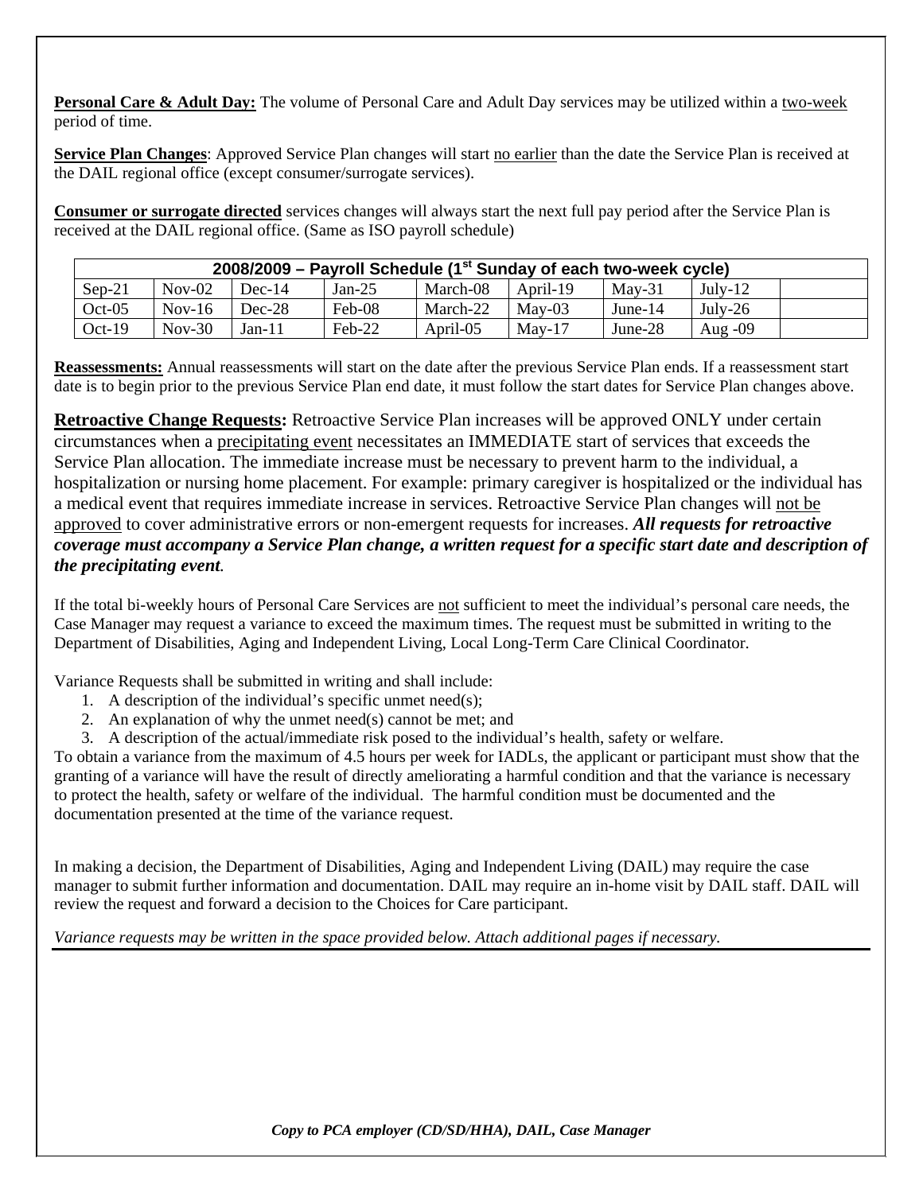**Personal Care & Adult Day:** The volume of Personal Care and Adult Day services may be utilized within a two-week period of time.

**Service Plan Changes**: Approved Service Plan changes will start no earlier than the date the Service Plan is received at the DAIL regional office (except consumer/surrogate services).

**Consumer or surrogate directed** services changes will always start the next full pay period after the Service Plan is received at the DAIL regional office. (Same as ISO payroll schedule)

| 2008/2009 – Payroll Schedule (1st Sunday of each two-week cycle) | | | | | | | | |
|---|---|---|---|---|---|---|---|---|
| Sep-21 | Nov-02 | Dec-14 | Jan-25 | March-08 | April-19 | May-31 | July-12 | |
| Oct-05 | Nov-16 | Dec-28 | Feb-08 | March-22 | May-03 | June-14 | July-26 | |
| Oct-19 | Nov-30 | Jan-11 | Feb-22 | April-05 | May-17 | June-28 | Aug -09 | |

**Reassessments:** Annual reassessments will start on the date after the previous Service Plan ends. If a reassessment start date is to begin prior to the previous Service Plan end date, it must follow the start dates for Service Plan changes above.

**Retroactive Change Requests:** Retroactive Service Plan increases will be approved ONLY under certain circumstances when a precipitating event necessitates an IMMEDIATE start of services that exceeds the Service Plan allocation. The immediate increase must be necessary to prevent harm to the individual, a hospitalization or nursing home placement. For example: primary caregiver is hospitalized or the individual has a medical event that requires immediate increase in services. Retroactive Service Plan changes will not be approved to cover administrative errors or non-emergent requests for increases. ***All requests for retroactive coverage must accompany a Service Plan change, a written request for a specific start date and description of the precipitating event*****.**

If the total bi-weekly hours of Personal Care Services are not sufficient to meet the individual's personal care needs, the Case Manager may request a variance to exceed the maximum times. The request must be submitted in writing to the Department of Disabilities, Aging and Independent Living, Local Long-Term Care Clinical Coordinator.

Variance Requests shall be submitted in writing and shall include:

1. A description of the individual's specific unmet need(s);
2. An explanation of why the unmet need(s) cannot be met; and
3. A description of the actual/immediate risk posed to the individual's health, safety or welfare.

To obtain a variance from the maximum of 4.5 hours per week for IADLs, the applicant or participant must show that the granting of a variance will have the result of directly ameliorating a harmful condition and that the variance is necessary to protect the health, safety or welfare of the individual. The harmful condition must be documented and the documentation presented at the time of the variance request.

In making a decision, the Department of Disabilities, Aging and Independent Living (DAIL) may require the case manager to submit further information and documentation. DAIL may require an in-home visit by DAIL staff. DAIL will review the request and forward a decision to the Choices for Care participant.

*Variance requests may be written in the space provided below. Attach additional pages if necessary.*

***Copy to PCA employer (CD/SD/HHA), DAIL, Case Manager***